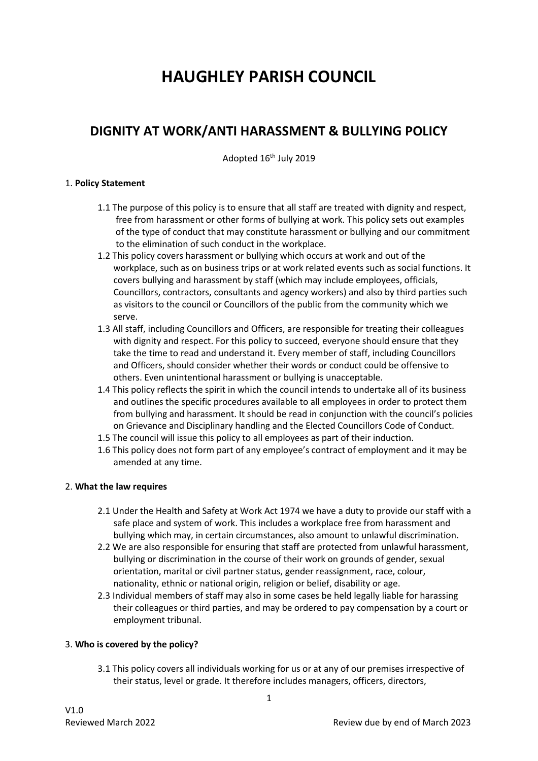# HAUGHLEY PARISH COUNCIL

## DIGNITY AT WORK/ANTI HARASSMENT & BULLYING POLICY

Adopted 16th July 2019

### 1. Policy Statement

1.1 The purpose of this policy is to ensure that all staff are treated with dignity and respect, free from harassment or other forms of bullying at work. This policy sets out examples of the type of conduct that may constitute harassment or bullying and our commitment to the elimination of such conduct in the workplace.

1.2 This policy covers harassment or bullying which occurs at work and out of the workplace, such as on business trips or at work related events such as social functions. It covers bullying and harassment by staff (which may include employees, officials, Councillors, contractors, consultants and agency workers) and also by third parties such as visitors to the council or Councillors of the public from the community which we serve.

1.3 All staff, including Councillors and Officers, are responsible for treating their colleagues with dignity and respect. For this policy to succeed, everyone should ensure that they take the time to read and understand it. Every member of staff, including Councillors and Officers, should consider whether their words or conduct could be offensive to others. Even unintentional harassment or bullying is unacceptable.

1.4 This policy reflects the spirit in which the council intends to undertake all of its business and outlines the specific procedures available to all employees in order to protect them from bullying and harassment. It should be read in conjunction with the council's policies on Grievance and Disciplinary handling and the Elected Councillors Code of Conduct.

1.5 The council will issue this policy to all employees as part of their induction.

1.6 This policy does not form part of any employee's contract of employment and it may be amended at any time.

### 2. What the law requires

2.1 Under the Health and Safety at Work Act 1974 we have a duty to provide our staff with a safe place and system of work. This includes a workplace free from harassment and bullying which may, in certain circumstances, also amount to unlawful discrimination.

2.2 We are also responsible for ensuring that staff are protected from unlawful harassment, bullying or discrimination in the course of their work on grounds of gender, sexual orientation, marital or civil partner status, gender reassignment, race, colour, nationality, ethnic or national origin, religion or belief, disability or age.

2.3 Individual members of staff may also in some cases be held legally liable for harassing their colleagues or third parties, and may be ordered to pay compensation by a court or employment tribunal.

### 3. Who is covered by the policy?

3.1 This policy covers all individuals working for us or at any of our premises irrespective of their status, level or grade. It therefore includes managers, officers, directors,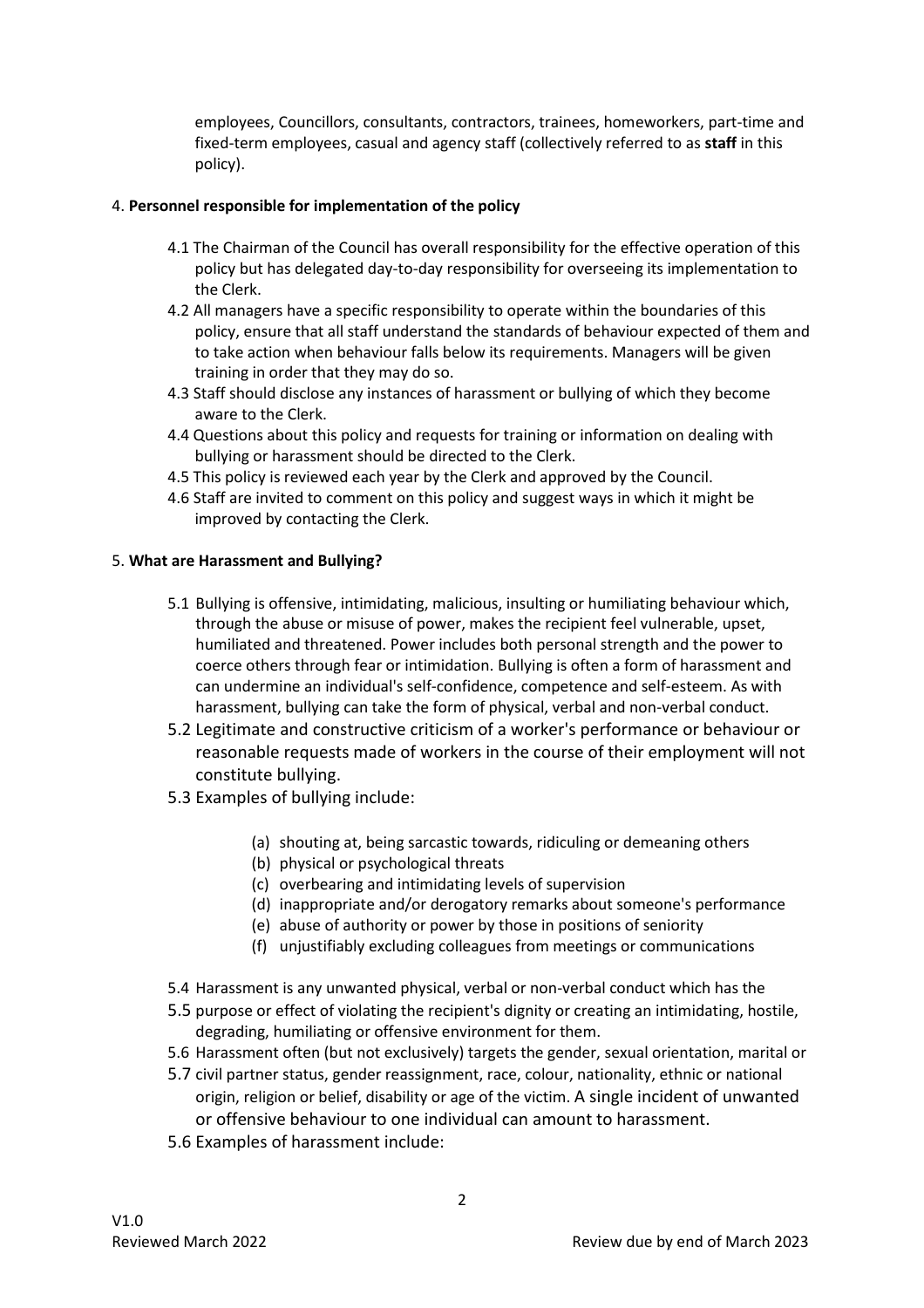employees, Councillors, consultants, contractors, trainees, homeworkers, part-time and fixed-term employees, casual and agency staff (collectively referred to as **staff** in this policy).

4. **Personnel responsible for implementation of the policy**

4.1 The Chairman of the Council has overall responsibility for the effective operation of this policy but has delegated day-to-day responsibility for overseeing its implementation to the Clerk.

4.2 All managers have a specific responsibility to operate within the boundaries of this policy, ensure that all staff understand the standards of behaviour expected of them and to take action when behaviour falls below its requirements. Managers will be given training in order that they may do so.

4.3 Staff should disclose any instances of harassment or bullying of which they become aware to the Clerk.

4.4 Questions about this policy and requests for training or information on dealing with bullying or harassment should be directed to the Clerk.

4.5 This policy is reviewed each year by the Clerk and approved by the Council.

4.6 Staff are invited to comment on this policy and suggest ways in which it might be improved by contacting the Clerk.

5. **What are Harassment and Bullying?**

5.1 Bullying is offensive, intimidating, malicious, insulting or humiliating behaviour which, through the abuse or misuse of power, makes the recipient feel vulnerable, upset, humiliated and threatened. Power includes both personal strength and the power to coerce others through fear or intimidation. Bullying is often a form of harassment and can undermine an individual's self-confidence, competence and self-esteem. As with harassment, bullying can take the form of physical, verbal and non-verbal conduct.

5.2 Legitimate and constructive criticism of a worker's performance or behaviour or reasonable requests made of workers in the course of their employment will not constitute bullying.

5.3 Examples of bullying include:

(a) shouting at, being sarcastic towards, ridiculing or demeaning others
(b) physical or psychological threats
(c) overbearing and intimidating levels of supervision
(d) inappropriate and/or derogatory remarks about someone's performance
(e) abuse of authority or power by those in positions of seniority
(f) unjustifiably excluding colleagues from meetings or communications

5.4 Harassment is any unwanted physical, verbal or non-verbal conduct which has the

5.5 purpose or effect of violating the recipient's dignity or creating an intimidating, hostile, degrading, humiliating or offensive environment for them.

5.6 Harassment often (but not exclusively) targets the gender, sexual orientation, marital or

5.7 civil partner status, gender reassignment, race, colour, nationality, ethnic or national origin, religion or belief, disability or age of the victim. A single incident of unwanted or offensive behaviour to one individual can amount to harassment.

5.6 Examples of harassment include: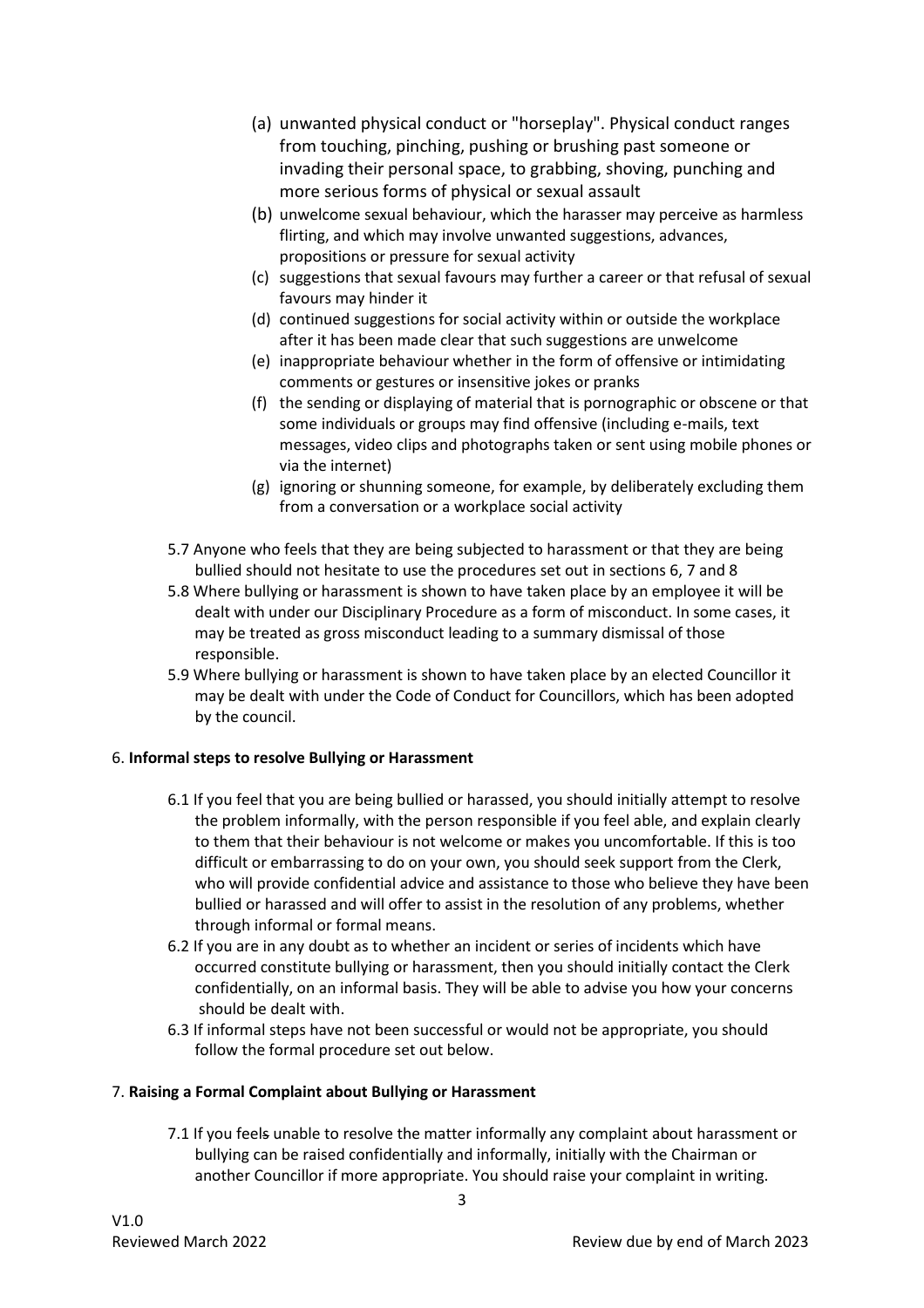(a) unwanted physical conduct or "horseplay". Physical conduct ranges from touching, pinching, pushing or brushing past someone or invading their personal space, to grabbing, shoving, punching and more serious forms of physical or sexual assault
(b) unwelcome sexual behaviour, which the harasser may perceive as harmless flirting, and which may involve unwanted suggestions, advances, propositions or pressure for sexual activity
(c) suggestions that sexual favours may further a career or that refusal of sexual favours may hinder it
(d) continued suggestions for social activity within or outside the workplace after it has been made clear that such suggestions are unwelcome
(e) inappropriate behaviour whether in the form of offensive or intimidating comments or gestures or insensitive jokes or pranks
(f) the sending or displaying of material that is pornographic or obscene or that some individuals or groups may find offensive (including e-mails, text messages, video clips and photographs taken or sent using mobile phones or via the internet)
(g) ignoring or shunning someone, for example, by deliberately excluding them from a conversation or a workplace social activity

5.7 Anyone who feels that they are being subjected to harassment or that they are being bullied should not hesitate to use the procedures set out in sections 6, 7 and 8

5.8 Where bullying or harassment is shown to have taken place by an employee it will be dealt with under our Disciplinary Procedure as a form of misconduct. In some cases, it may be treated as gross misconduct leading to a summary dismissal of those responsible.

5.9 Where bullying or harassment is shown to have taken place by an elected Councillor it may be dealt with under the Code of Conduct for Councillors, which has been adopted by the council.

## 6. Informal steps to resolve Bullying or Harassment

6.1 If you feel that you are being bullied or harassed, you should initially attempt to resolve the problem informally, with the person responsible if you feel able, and explain clearly to them that their behaviour is not welcome or makes you uncomfortable. If this is too difficult or embarrassing to do on your own, you should seek support from the Clerk, who will provide confidential advice and assistance to those who believe they have been bullied or harassed and will offer to assist in the resolution of any problems, whether through informal or formal means.

6.2 If you are in any doubt as to whether an incident or series of incidents which have occurred constitute bullying or harassment, then you should initially contact the Clerk confidentially, on an informal basis. They will be able to advise you how your concerns should be dealt with.

6.3 If informal steps have not been successful or would not be appropriate, you should follow the formal procedure set out below.

## 7. Raising a Formal Complaint about Bullying or Harassment

7.1 If you feels unable to resolve the matter informally any complaint about harassment or bullying can be raised confidentially and informally, initially with the Chairman or another Councillor if more appropriate. You should raise your complaint in writing.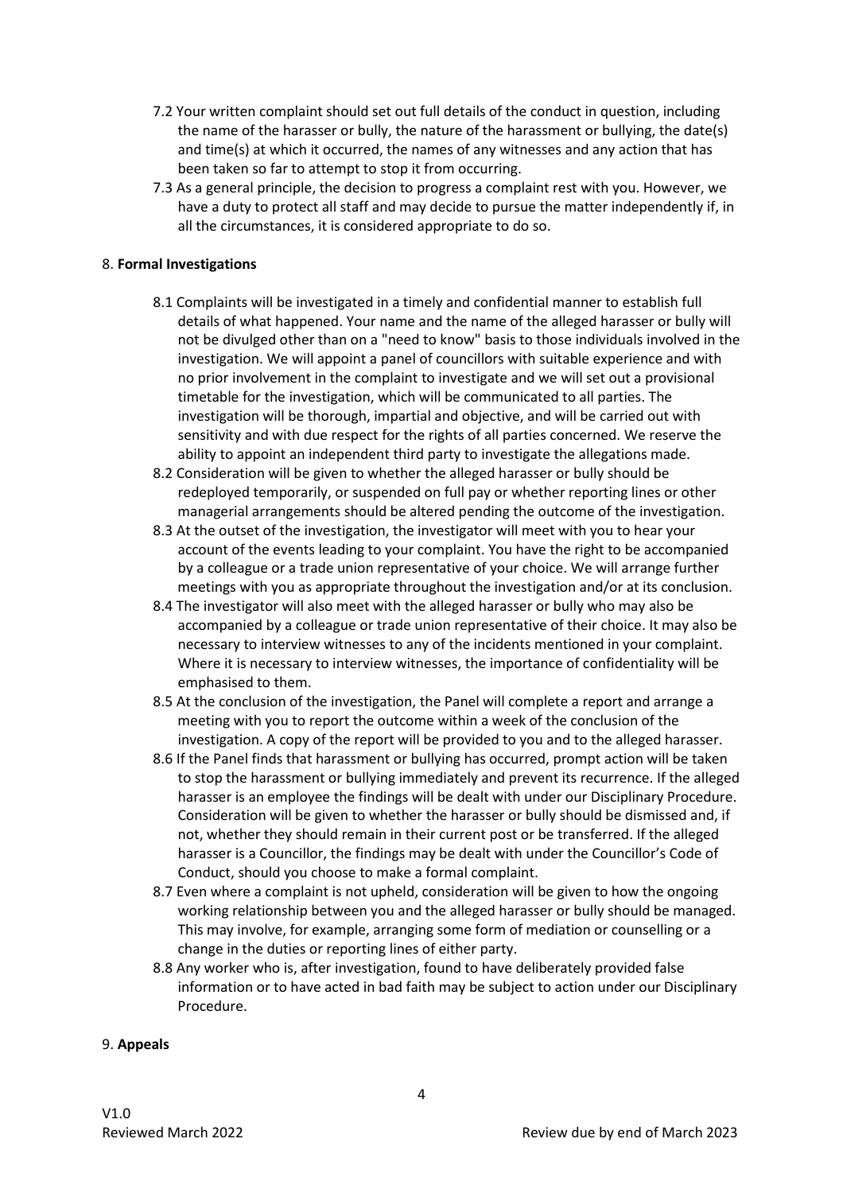7.2 Your written complaint should set out full details of the conduct in question, including the name of the harasser or bully, the nature of the harassment or bullying, the date(s) and time(s) at which it occurred, the names of any witnesses and any action that has been taken so far to attempt to stop it from occurring.

7.3 As a general principle, the decision to progress a complaint rest with you. However, we have a duty to protect all staff and may decide to pursue the matter independently if, in all the circumstances, it is considered appropriate to do so.

## 8. **Formal Investigations**

8.1 Complaints will be investigated in a timely and confidential manner to establish full details of what happened. Your name and the name of the alleged harasser or bully will not be divulged other than on a "need to know" basis to those individuals involved in the investigation. We will appoint a panel of councillors with suitable experience and with no prior involvement in the complaint to investigate and we will set out a provisional timetable for the investigation, which will be communicated to all parties. The investigation will be thorough, impartial and objective, and will be carried out with sensitivity and with due respect for the rights of all parties concerned. We reserve the ability to appoint an independent third party to investigate the allegations made.

8.2 Consideration will be given to whether the alleged harasser or bully should be redeployed temporarily, or suspended on full pay or whether reporting lines or other managerial arrangements should be altered pending the outcome of the investigation.

8.3 At the outset of the investigation, the investigator will meet with you to hear your account of the events leading to your complaint. You have the right to be accompanied by a colleague or a trade union representative of your choice. We will arrange further meetings with you as appropriate throughout the investigation and/or at its conclusion.

8.4 The investigator will also meet with the alleged harasser or bully who may also be accompanied by a colleague or trade union representative of their choice. It may also be necessary to interview witnesses to any of the incidents mentioned in your complaint. Where it is necessary to interview witnesses, the importance of confidentiality will be emphasised to them.

8.5 At the conclusion of the investigation, the Panel will complete a report and arrange a meeting with you to report the outcome within a week of the conclusion of the investigation. A copy of the report will be provided to you and to the alleged harasser.

8.6 If the Panel finds that harassment or bullying has occurred, prompt action will be taken to stop the harassment or bullying immediately and prevent its recurrence. If the alleged harasser is an employee the findings will be dealt with under our Disciplinary Procedure. Consideration will be given to whether the harasser or bully should be dismissed and, if not, whether they should remain in their current post or be transferred. If the alleged harasser is a Councillor, the findings may be dealt with under the Councillor's Code of Conduct, should you choose to make a formal complaint.

8.7 Even where a complaint is not upheld, consideration will be given to how the ongoing working relationship between you and the alleged harasser or bully should be managed. This may involve, for example, arranging some form of mediation or counselling or a change in the duties or reporting lines of either party.

8.8 Any worker who is, after investigation, found to have deliberately provided false information or to have acted in bad faith may be subject to action under our Disciplinary Procedure.

## 9. **Appeals**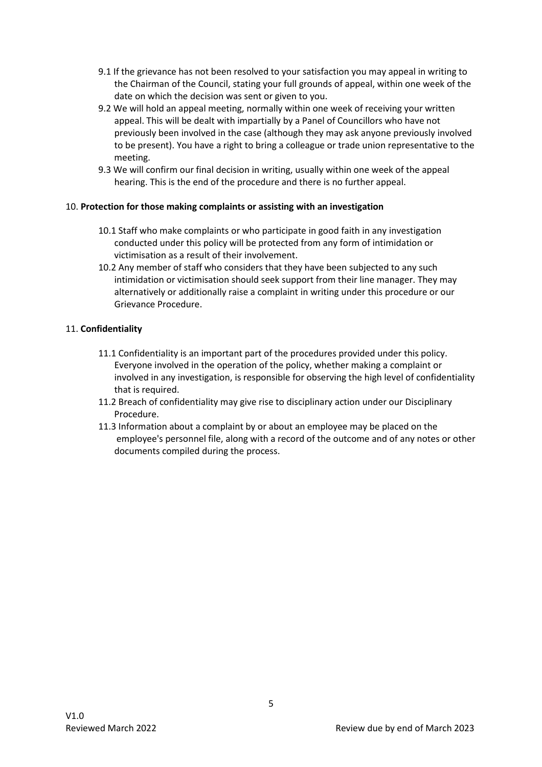9.1 If the grievance has not been resolved to your satisfaction you may appeal in writing to the Chairman of the Council, stating your full grounds of appeal, within one week of the date on which the decision was sent or given to you.

9.2 We will hold an appeal meeting, normally within one week of receiving your written appeal. This will be dealt with impartially by a Panel of Councillors who have not previously been involved in the case (although they may ask anyone previously involved to be present). You have a right to bring a colleague or trade union representative to the meeting.

9.3 We will confirm our final decision in writing, usually within one week of the appeal hearing. This is the end of the procedure and there is no further appeal.

10. **Protection for those making complaints or assisting with an investigation**

10.1 Staff who make complaints or who participate in good faith in any investigation conducted under this policy will be protected from any form of intimidation or victimisation as a result of their involvement.

10.2 Any member of staff who considers that they have been subjected to any such intimidation or victimisation should seek support from their line manager. They may alternatively or additionally raise a complaint in writing under this procedure or our Grievance Procedure.

11. **Confidentiality**

11.1 Confidentiality is an important part of the procedures provided under this policy. Everyone involved in the operation of the policy, whether making a complaint or involved in any investigation, is responsible for observing the high level of confidentiality that is required.

11.2 Breach of confidentiality may give rise to disciplinary action under our Disciplinary Procedure.

11.3 Information about a complaint by or about an employee may be placed on the employee's personnel file, along with a record of the outcome and of any notes or other documents compiled during the process.